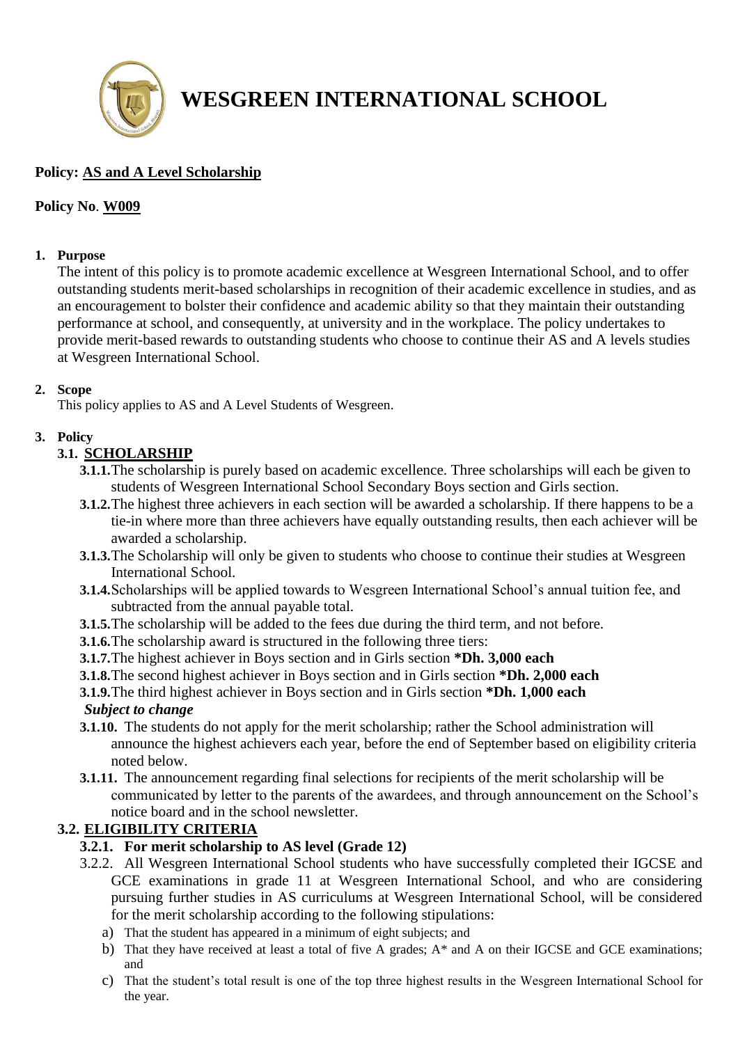# WESGREEN INTERNATIONAL SCHOOL

**Policy: AS and A Level Scholarship**

**Policy No. W009**

**1. Purpose**

The intent of this policy is to promote academic excellence at Wesgreen International School, and to offer outstanding students merit-based scholarships in recognition of their academic excellence in studies, and as an encouragement to bolster their confidence and academic ability so that they maintain their outstanding performance at school, and consequently, at university and in the workplace. The policy undertakes to provide merit-based rewards to outstanding students who choose to continue their AS and A levels studies at Wesgreen International School.

**2. Scope**

This policy applies to AS and A Level Students of Wesgreen.

**3. Policy**

**3.1. SCHOLARSHIP**

- **3.1.1.** The scholarship is purely based on academic excellence. Three scholarships will each be given to students of Wesgreen International School Secondary Boys section and Girls section.
- **3.1.2.** The highest three achievers in each section will be awarded a scholarship. If there happens to be a tie-in where more than three achievers have equally outstanding results, then each achiever will be awarded a scholarship.
- **3.1.3.** The Scholarship will only be given to students who choose to continue their studies at Wesgreen International School.
- **3.1.4.** Scholarships will be applied towards to Wesgreen International School's annual tuition fee, and subtracted from the annual payable total.
- **3.1.5.** The scholarship will be added to the fees due during the third term, and not before.
- **3.1.6.** The scholarship award is structured in the following three tiers:
- **3.1.7.** The highest achiever in Boys section and in Girls section **\*Dh. 3,000 each**
- **3.1.8.** The second highest achiever in Boys section and in Girls section **\*Dh. 2,000 each**
- **3.1.9.** The third highest achiever in Boys section and in Girls section **\*Dh. 1,000 each**

***Subject to change***

- **3.1.10.** The students do not apply for the merit scholarship; rather the School administration will announce the highest achievers each year, before the end of September based on eligibility criteria noted below.
- **3.1.11.** The announcement regarding final selections for recipients of the merit scholarship will be communicated by letter to the parents of the awardees, and through announcement on the School's notice board and in the school newsletter.

**3.2. ELIGIBILITY CRITERIA**

**3.2.1. For merit scholarship to AS level (Grade 12)**

3.2.2. All Wesgreen International School students who have successfully completed their IGCSE and GCE examinations in grade 11 at Wesgreen International School, and who are considering pursuing further studies in AS curriculums at Wesgreen International School, will be considered for the merit scholarship according to the following stipulations:

a) That the student has appeared in a minimum of eight subjects; and

b) That they have received at least a total of five A grades; A* and A on their IGCSE and GCE examinations; and

c) That the student's total result is one of the top three highest results in the Wesgreen International School for the year.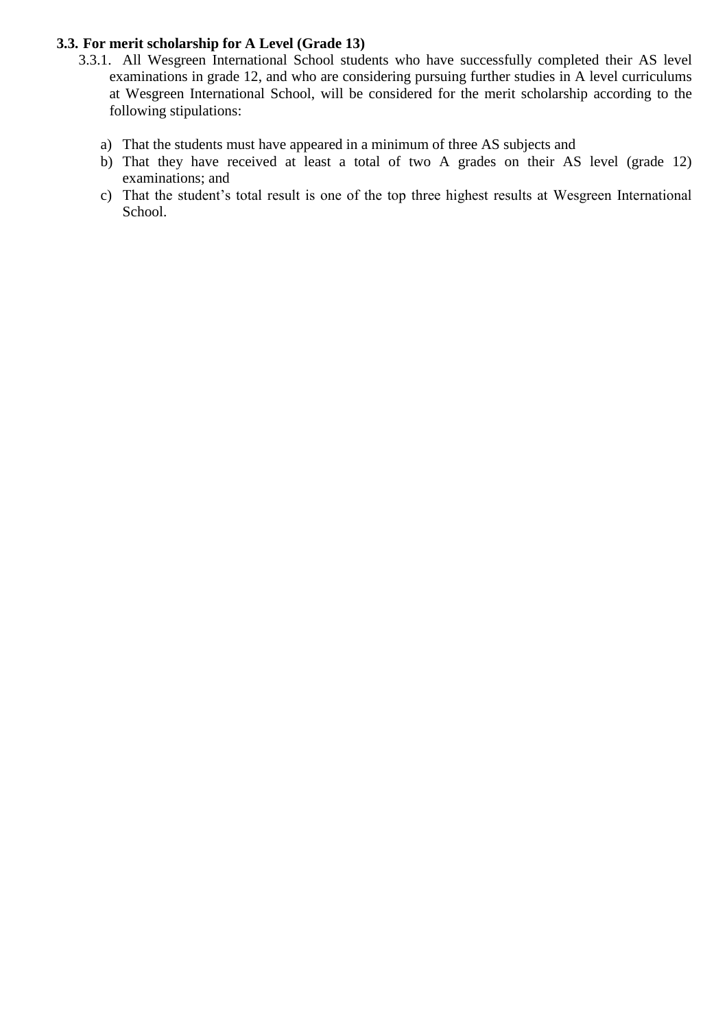### 3.3. For merit scholarship for A Level (Grade 13)

3.3.1. All Wesgreen International School students who have successfully completed their AS level examinations in grade 12, and who are considering pursuing further studies in A level curriculums at Wesgreen International School, will be considered for the merit scholarship according to the following stipulations:

a) That the students must have appeared in a minimum of three AS subjects and
b) That they have received at least a total of two A grades on their AS level (grade 12) examinations; and
c) That the student's total result is one of the top three highest results at Wesgreen International School.